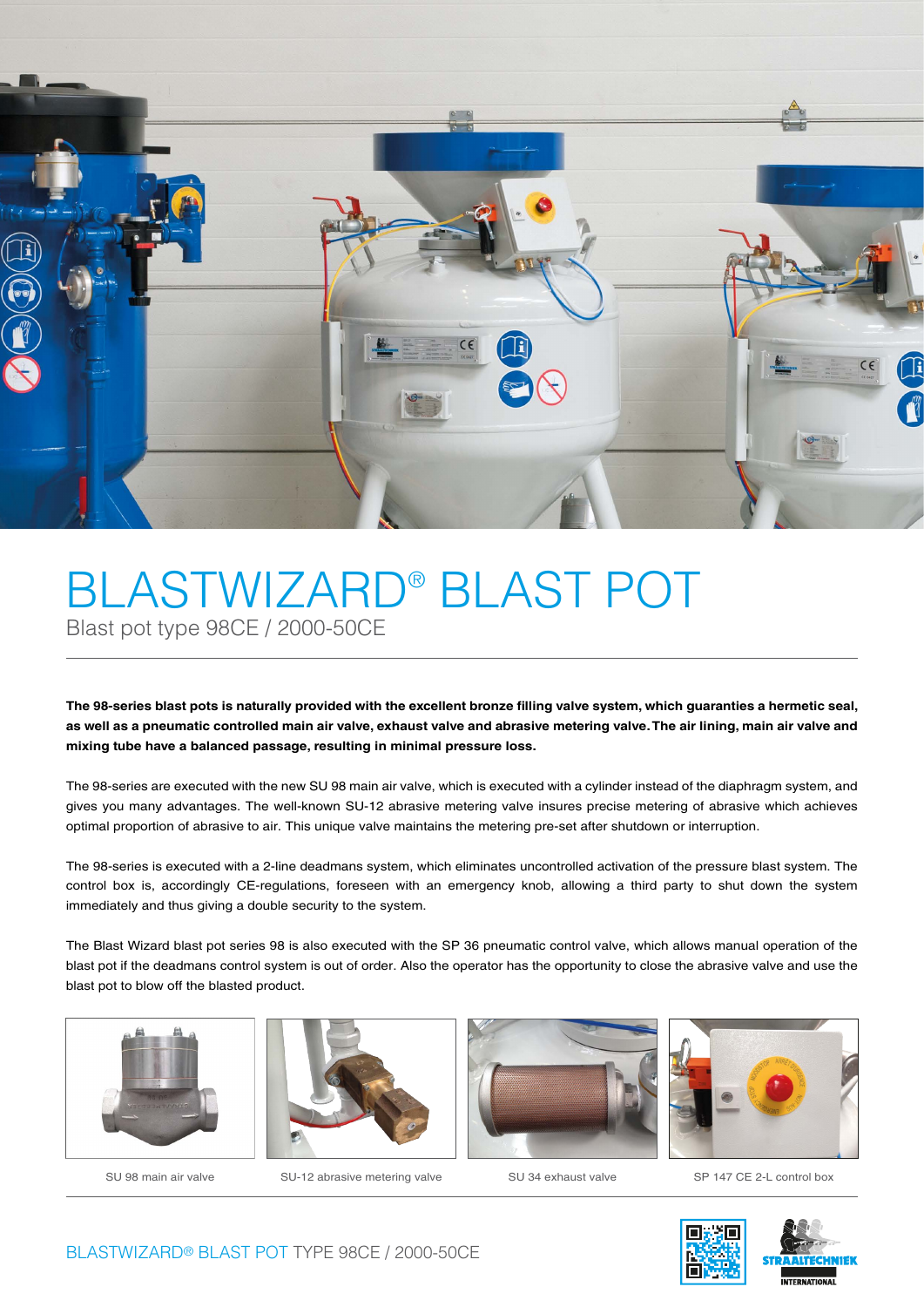# BLASTWIZARD® BLAST POT

Blast pot type 98CE / 2000-50CE

**The 98-series blast pots is naturally provided with the excellent bronze filling valve system, which guarantees a hermetic seal, as well as a pneumatic controlled main air valve, exhaust valve and abrasive metering valve. The air lining, main air valve and mixing tube have a balanced passage, resulting in minimal pressure loss.**

The 98-series are executed with the new SU 98 main air valve, which is executed with a cylinder instead of the diaphragm system, and gives you many advantages. The well-known SU-12 abrasive metering valve insures precise metering of abrasive which achieves optimal proportion of abrasive to air. This unique valve maintains the metering pre-set after shutdown or interruption.

The 98-series is executed with a 2-line deadmans system, which eliminates uncontrolled activation of the pressure blast system. The control box is, accordingly CE-regulations, foreseen with an emergency knob, allowing a third party to shut down the system immediately and thus giving a double security to the system.

The Blast Wizard blast pot series 98 is also executed with the SP 36 pneumatic control valve, which allows manual operation of the blast pot if the deadmans control system is out of order. Also the operator has the opportunity to close the abrasive valve and use the blast pot to blow off the blasted product.

SU 98 main air valve

SU-12 abrasive metering valve

SU 34 exhaust valve

SP 147 CE 2-L control box

BLASTWIZARD® BLAST POT TYPE 98CE / 2000-50CE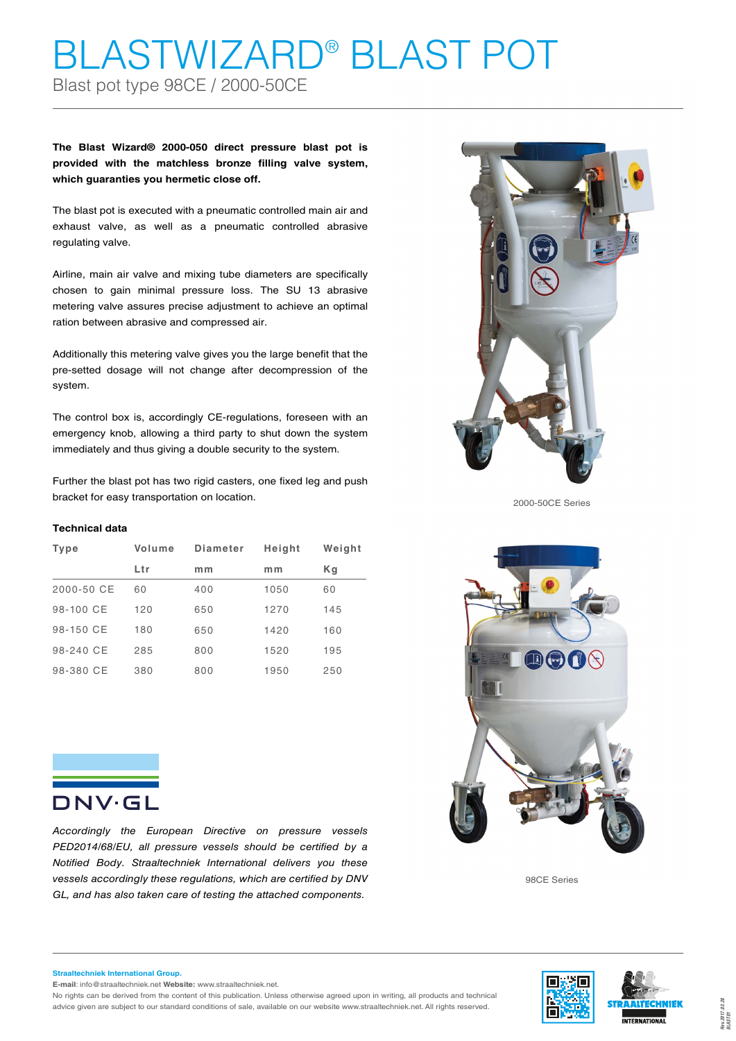# BLASTWIZARD® BLAST POT

Blast pot type 98CE / 2000-50CE

**The Blast Wizard® 2000-050 direct pressure blast pot is provided with the matchless bronze filling valve system, which guarantees you hermetic close off.**

The blast pot is executed with a pneumatic controlled main air and exhaust valve, as well as a pneumatic controlled abrasive regulating valve.

Airline, main air valve and mixing tube diameters are specifically chosen to gain minimal pressure loss. The SU 13 abrasive metering valve assures precise adjustment to achieve an optimal ration between abrasive and compressed air.

Additionally this metering valve gives you the large benefit that the pre-setted dosage will not change after decompression of the system.

The control box is, accordingly CE-regulations, foreseen with an emergency knob, allowing a third party to shut down the system immediately and thus giving a double security to the system.

Further the blast pot has two rigid casters, one fixed leg and push bracket for easy transportation on location.

2000-50CE Series

**Technical data**

| Type | Volume | Diameter | Height | Weight |
|---|---|---|---|---|
| | Ltr | mm | mm | Kg |
| 2000-50 CE | 60 | 400 | 1050 | 60 |
| 98-100 CE | 120 | 650 | 1270 | 145 |
| 98-150 CE | 180 | 650 | 1420 | 160 |
| 98-240 CE | 285 | 800 | 1520 | 195 |
| 98-380 CE | 380 | 800 | 1950 | 250 |

98CE Series

DNV·GL

*Accordingly the European Directive on pressure vessels PED2014/68/EU, all pressure vessels should be certified by a Notified Body. Straaltechniek International delivers you these vessels accordingly these regulations, which are certified by DNV GL, and has also taken care of testing the attached components.*

**Straaltechniek International Group.**
**E-mail**: info@straaltechniek.net **Website:** www.straaltechniek.net.
No rights can be derived from the content of this publication. Unless otherwise agreed upon in writing, all products and technical advice given are subject to our standard conditions of sale, available on our website www.straaltechniek.net. All rights reserved.

STRAALTECHNIEK INTERNATIONAL